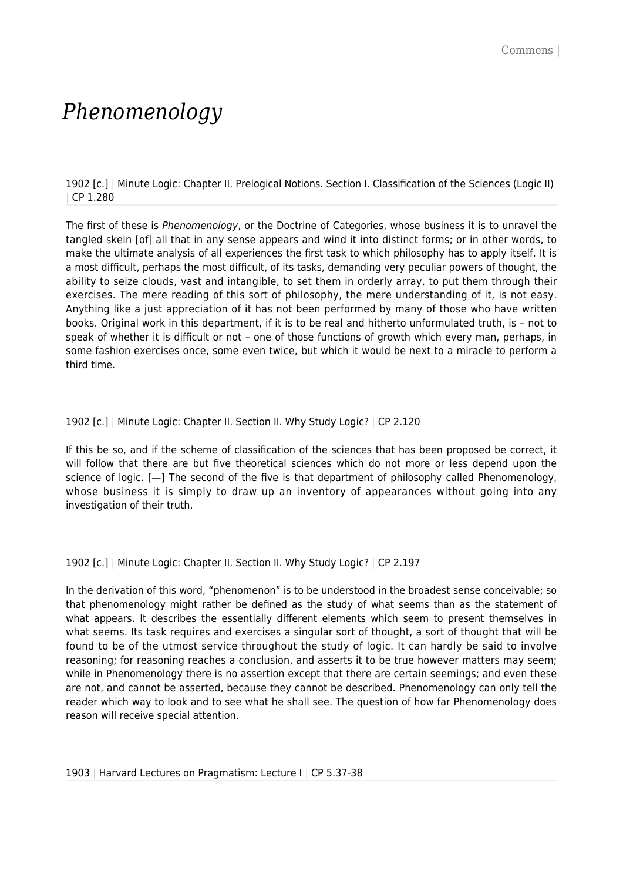# *Phenomenology*

1902 [c.] | Minute Logic: Chapter II. Prelogical Notions. Section I. Classification of the Sciences (Logic II) | CP 1.280

The first of these is *Phenomenology*, or the Doctrine of Categories, whose business it is to unravel the tangled skein [of] all that in any sense appears and wind it into distinct forms; or in other words, to make the ultimate analysis of all experiences the first task to which philosophy has to apply itself. It is a most difficult, perhaps the most difficult, of its tasks, demanding very peculiar powers of thought, the ability to seize clouds, vast and intangible, to set them in orderly array, to put them through their exercises. The mere reading of this sort of philosophy, the mere understanding of it, is not easy. Anything like a just appreciation of it has not been performed by many of those who have written books. Original work in this department, if it is to be real and hitherto unformulated truth, is – not to speak of whether it is difficult or not – one of those functions of growth which every man, perhaps, in some fashion exercises once, some even twice, but which it would be next to a miracle to perform a third time.

1902 [c.] | Minute Logic: Chapter II. Section II. Why Study Logic? | CP 2.120

If this be so, and if the scheme of classification of the sciences that has been proposed be correct, it will follow that there are but five theoretical sciences which do not more or less depend upon the science of logic. [—] The second of the five is that department of philosophy called Phenomenology, whose business it is simply to draw up an inventory of appearances without going into any investigation of their truth.

1902 [c.] | Minute Logic: Chapter II. Section II. Why Study Logic? | CP 2.197

In the derivation of this word, "phenomenon" is to be understood in the broadest sense conceivable; so that phenomenology might rather be defined as the study of what seems than as the statement of what appears. It describes the essentially different elements which seem to present themselves in what seems. Its task requires and exercises a singular sort of thought, a sort of thought that will be found to be of the utmost service throughout the study of logic. It can hardly be said to involve reasoning; for reasoning reaches a conclusion, and asserts it to be true however matters may seem; while in Phenomenology there is no assertion except that there are certain seemings; and even these are not, and cannot be asserted, because they cannot be described. Phenomenology can only tell the reader which way to look and to see what he shall see. The question of how far Phenomenology does reason will receive special attention.

1903 | Harvard Lectures on Pragmatism: Lecture I | CP 5.37-38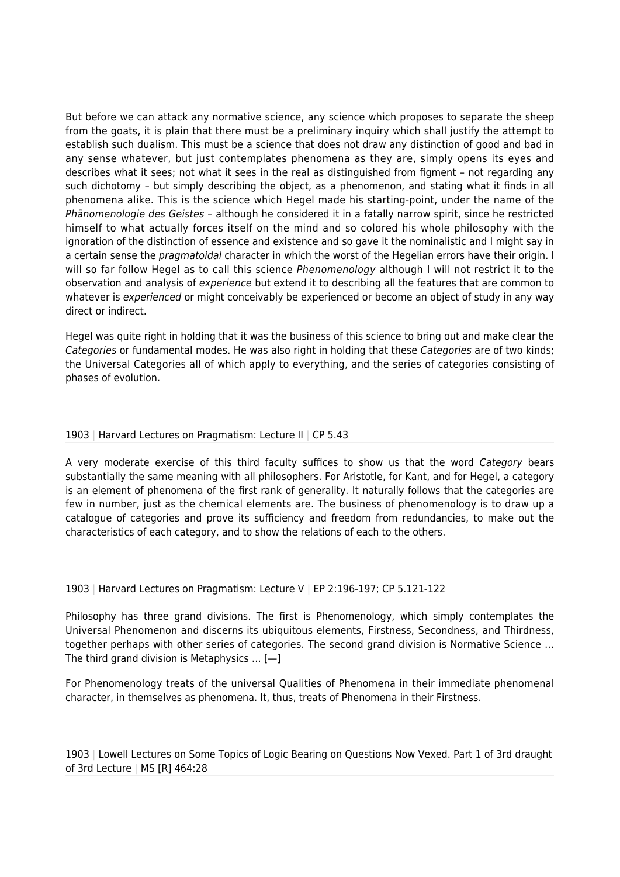But before we can attack any normative science, any science which proposes to separate the sheep from the goats, it is plain that there must be a preliminary inquiry which shall justify the attempt to establish such dualism. This must be a science that does not draw any distinction of good and bad in any sense whatever, but just contemplates phenomena as they are, simply opens its eyes and describes what it sees; not what it sees in the real as distinguished from figment – not regarding any such dichotomy – but simply describing the object, as a phenomenon, and stating what it finds in all phenomena alike. This is the science which Hegel made his starting-point, under the name of the *Phänomenologie des Geistes* – although he considered it in a fatally narrow spirit, since he restricted himself to what actually forces itself on the mind and so colored his whole philosophy with the ignoration of the distinction of essence and existence and so gave it the nominalistic and I might say in a certain sense the *pragmatoidal* character in which the worst of the Hegelian errors have their origin. I will so far follow Hegel as to call this science *Phenomenology* although I will not restrict it to the observation and analysis of *experience* but extend it to describing all the features that are common to whatever is *experienced* or might conceivably be experienced or become an object of study in any way direct or indirect.

Hegel was quite right in holding that it was the business of this science to bring out and make clear the *Categories* or fundamental modes. He was also right in holding that these *Categories* are of two kinds; the Universal Categories all of which apply to everything, and the series of categories consisting of phases of evolution.

1903 | Harvard Lectures on Pragmatism: Lecture II | CP 5.43

A very moderate exercise of this third faculty suffices to show us that the word *Category* bears substantially the same meaning with all philosophers. For Aristotle, for Kant, and for Hegel, a category is an element of phenomena of the first rank of generality. It naturally follows that the categories are few in number, just as the chemical elements are. The business of phenomenology is to draw up a catalogue of categories and prove its sufficiency and freedom from redundancies, to make out the characteristics of each category, and to show the relations of each to the others.

1903 | Harvard Lectures on Pragmatism: Lecture V | EP 2:196-197; CP 5.121-122

Philosophy has three grand divisions. The first is Phenomenology, which simply contemplates the Universal Phenomenon and discerns its ubiquitous elements, Firstness, Secondness, and Thirdness, together perhaps with other series of categories. The second grand division is Normative Science … The third grand division is Metaphysics … [—]

For Phenomenology treats of the universal Qualities of Phenomena in their immediate phenomenal character, in themselves as phenomena. It, thus, treats of Phenomena in their Firstness.

1903 | Lowell Lectures on Some Topics of Logic Bearing on Questions Now Vexed. Part 1 of 3rd draught of 3rd Lecture | MS [R] 464:28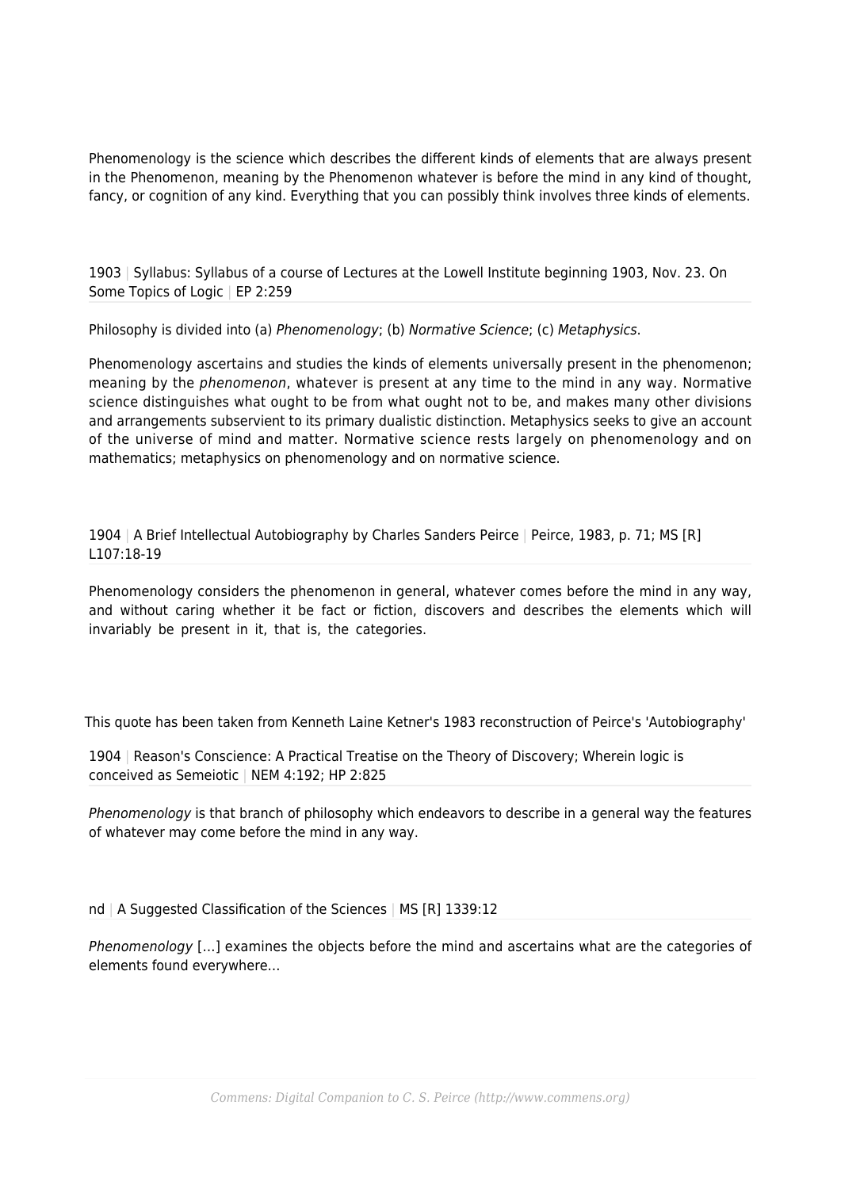Phenomenology is the science which describes the different kinds of elements that are always present in the Phenomenon, meaning by the Phenomenon whatever is before the mind in any kind of thought, fancy, or cognition of any kind. Everything that you can possibly think involves three kinds of elements.

1903 | Syllabus: Syllabus of a course of Lectures at the Lowell Institute beginning 1903, Nov. 23. On Some Topics of Logic | EP 2:259

Philosophy is divided into (a) *Phenomenology*; (b) *Normative Science*; (c) *Metaphysics*.

Phenomenology ascertains and studies the kinds of elements universally present in the phenomenon; meaning by the *phenomenon*, whatever is present at any time to the mind in any way. Normative science distinguishes what ought to be from what ought not to be, and makes many other divisions and arrangements subservient to its primary dualistic distinction. Metaphysics seeks to give an account of the universe of mind and matter. Normative science rests largely on phenomenology and on mathematics; metaphysics on phenomenology and on normative science.

1904 | A Brief Intellectual Autobiography by Charles Sanders Peirce | Peirce, 1983, p. 71; MS [R] L107:18-19

Phenomenology considers the phenomenon in general, whatever comes before the mind in any way, and without caring whether it be fact or fiction, discovers and describes the elements which will invariably be present in it, that is, the categories.

This quote has been taken from Kenneth Laine Ketner's 1983 reconstruction of Peirce's 'Autobiography'

1904 | Reason's Conscience: A Practical Treatise on the Theory of Discovery; Wherein logic is conceived as Semeiotic | NEM 4:192; HP 2:825

*Phenomenology* is that branch of philosophy which endeavors to describe in a general way the features of whatever may come before the mind in any way.

nd | A Suggested Classification of the Sciences | MS [R] 1339:12

*Phenomenology* [...] examines the objects before the mind and ascertains what are the categories of elements found everywhere...